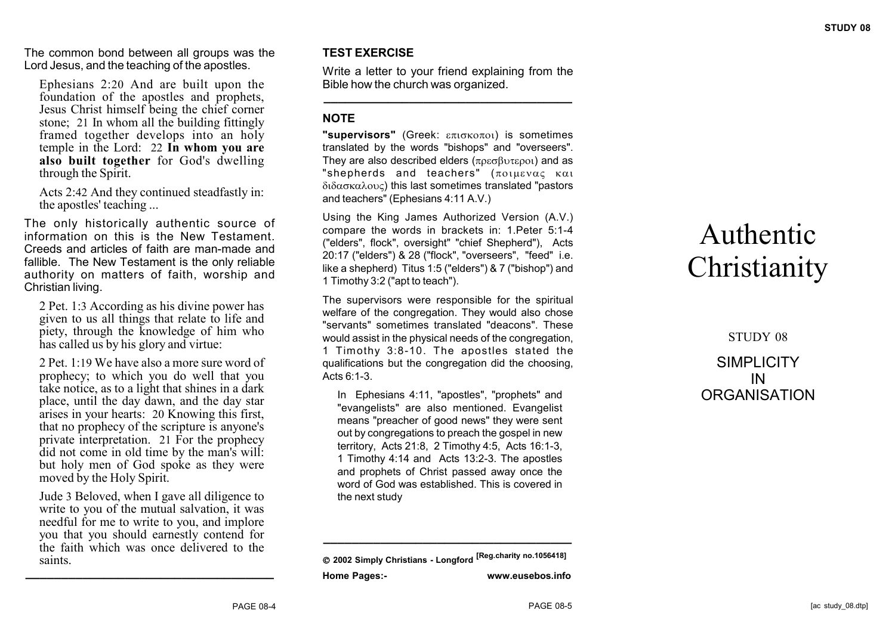The common bond between all groups was the Lord Jesus, and the teaching of the apostles.

> Ephesians 2:20 And are built upon the foundation of the apostles and prophets, Jesus Christ himself being the chief corner stone; 21 In whom all the building fittingly framed together develops into an holy temple in the Lord: 22 **In whom you are also built together** for God's dwelling through the Spirit.

> Acts 2:42 And they continued steadfastly in: the apostles' teaching ...

The only historically authentic source of information on this is the New Testament. Creeds and articles of faith are man-made and fallible. The New Testament is the only reliable authority on matters of faith, worship and Christian living.

> 2 Pet. 1:3 According as his divine power has given to us all things that relate to life and piety, through the knowledge of him who has called us by his glory and virtue:

> 2 Pet. 1:19 We have also a more sure word of prophecy; to which you do well that you take notice, as to a light that shines in a dark place, until the day dawn, and the day star arises in your hearts: 20 Knowing this first, that no prophecy of the scripture is anyone's private interpretation. 21 For the prophecy did not come in old time by the man's will: but holy men of God spoke as they were moved by the Holy Spirit.

> Jude 3 Beloved, when I gave all diligence to write to you of the mutual salvation, it was needful for me to write to you, and implore you that you should earnestly contend for the faith which was once delivered to the saints.

## TEST EXERCISE

Write a letter to your friend explaining from the Bible how the church was organized.

## NOTE

**"supervisors"** (Greek: επισκοποι) is sometimes translated by the words "bishops" and "overseers". They are also described elders (πρεσβυτεροι) and as "shepherds and teachers" (ποιμενας και διδασκαλους) this last sometimes translated "pastors and teachers" (Ephesians 4:11 A.V.)

Using the King James Authorized Version (A.V.) compare the words in brackets in: 1.Peter 5:1-4 ("elders", flock", oversight" "chief Shepherd"), Acts 20:17 ("elders") & 28 ("flock", "overseers", "feed" i.e. like a shepherd) Titus 1:5 ("elders") & 7 ("bishop") and 1 Timothy 3:2 ("apt to teach").

The supervisors were responsible for the spiritual welfare of the congregation. They would also chose "servants" sometimes translated "deacons". These would assist in the physical needs of the congregation, 1 Timothy 3:8-10. The apostles stated the qualifications but the congregation did the choosing, Acts 6:1-3.

> In Ephesians 4:11, "apostles", "prophets" and "evangelists" are also mentioned. Evangelist means "preacher of good news" they were sent out by congregations to preach the gospel in new territory, Acts 21:8, 2 Timothy 4:5, Acts 16:1-3, 1 Timothy 4:14 and Acts 13:2-3. The apostles and prophets of Christ passed away once the word of God was established. This is covered in the next study

© **2002 Simply Christians - Longford** **[Reg.charity no.1056418]**

**Home Pages:-** **www.eusebos.info**

# Authentic Christianity

STUDY 08

## SIMPLICITY IN ORGANISATION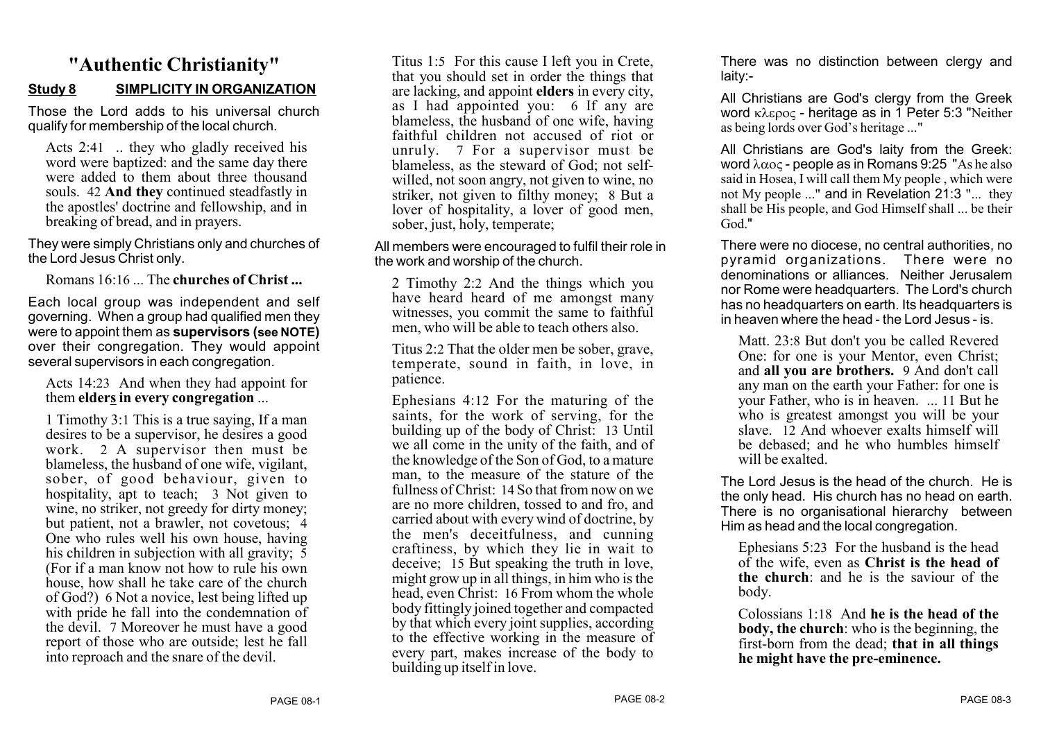# "Authentic Christianity"

## Study 8 SIMPLICITY IN ORGANIZATION

Those the Lord adds to his universal church qualify for membership of the local church.

> Acts 2:41 .. they who gladly received his word were baptized: and the same day there were added to them about three thousand souls. 42 **And they** continued steadfastly in the apostles' doctrine and fellowship, and in breaking of bread, and in prayers.

They were simply Christians only and churches of the Lord Jesus Christ only.

> Romans 16:16 ... The **churches of Christ ...**

Each local group was independent and self governing. When a group had qualified men they were to appoint them as **supervisors (see NOTE)** over their congregation. They would appoint several supervisors in each congregation.

> Acts 14:23 And when they had appoint for them **elders in every congregation** ...

> 1 Timothy 3:1 This is a true saying, If a man desires to be a supervisor, he desires a good work. 2 A supervisor then must be blameless, the husband of one wife, vigilant, sober, of good behaviour, given to hospitality, apt to teach; 3 Not given to wine, no striker, not greedy for dirty money; but patient, not a brawler, not covetous; 4 One who rules well his own house, having his children in subjection with all gravity; 5 (For if a man know not how to rule his own house, how shall he take care of the church of God?) 6 Not a novice, lest being lifted up with pride he fall into the condemnation of the devil. 7 Moreover he must have a good report of those who are outside; lest he fall into reproach and the snare of the devil.

> Titus 1:5 For this cause I left you in Crete, that you should set in order the things that are lacking, and appoint **elders** in every city, as I had appointed you: 6 If any are blameless, the husband of one wife, having faithful children not accused of riot or unruly. 7 For a supervisor must be blameless, as the steward of God; not self-willed, not soon angry, not given to wine, no striker, not given to filthy money; 8 But a lover of hospitality, a lover of good men, sober, just, holy, temperate;

All members were encouraged to fulfil their role in the work and worship of the church.

> 2 Timothy 2:2 And the things which you have heard heard of me amongst many witnesses, you commit the same to faithful men, who will be able to teach others also.

> Titus 2:2 That the older men be sober, grave, temperate, sound in faith, in love, in patience.

> Ephesians 4:12 For the maturing of the saints, for the work of serving, for the building up of the body of Christ: 13 Until we all come in the unity of the faith, and of the knowledge of the Son of God, to a mature man, to the measure of the stature of the fullness of Christ: 14 So that from now on we are no more children, tossed to and fro, and carried about with every wind of doctrine, by the men's deceitfulness, and cunning craftiness, by which they lie in wait to deceive; 15 But speaking the truth in love, might grow up in all things, in him who is the head, even Christ: 16 From whom the whole body fittingly joined together and compacted by that which every joint supplies, according to the effective working in the measure of every part, makes increase of the body to building up itself in love.

There was no distinction between clergy and laity:-

All Christians are God's clergy from the Greek word κλερος - heritage as in 1 Peter 5:3 "Neither as being lords over God's heritage ..."

All Christians are God's laity from the Greek: word λαος - people as in Romans 9:25 "As he also said in Hosea, I will call them My people , which were not My people ..." and in Revelation 21:3 "... they shall be His people, and God Himself shall ... be their God."

There were no diocese, no central authorities, no pyramid organizations. There were no denominations or alliances. Neither Jerusalem nor Rome were headquarters. The Lord's church has no headquarters on earth. Its headquarters is in heaven where the head - the Lord Jesus - is.

> Matt. 23:8 But don't you be called Revered One: for one is your Mentor, even Christ; and **all you are brothers.** 9 And don't call any man on the earth your Father: for one is your Father, who is in heaven. ... 11 But he who is greatest amongst you will be your slave. 12 And whoever exalts himself will be debased; and he who humbles himself will be exalted.

The Lord Jesus is the head of the church. He is the only head. His church has no head on earth. There is no organisational hierarchy between Him as head and the local congregation.

> Ephesians 5:23 For the husband is the head of the wife, even as **Christ is the head of the church**: and he is the saviour of the body.

> Colossians 1:18 And **he is the head of the body, the church**: who is the beginning, the first-born from the dead; **that in all things he might have the pre-eminence.**